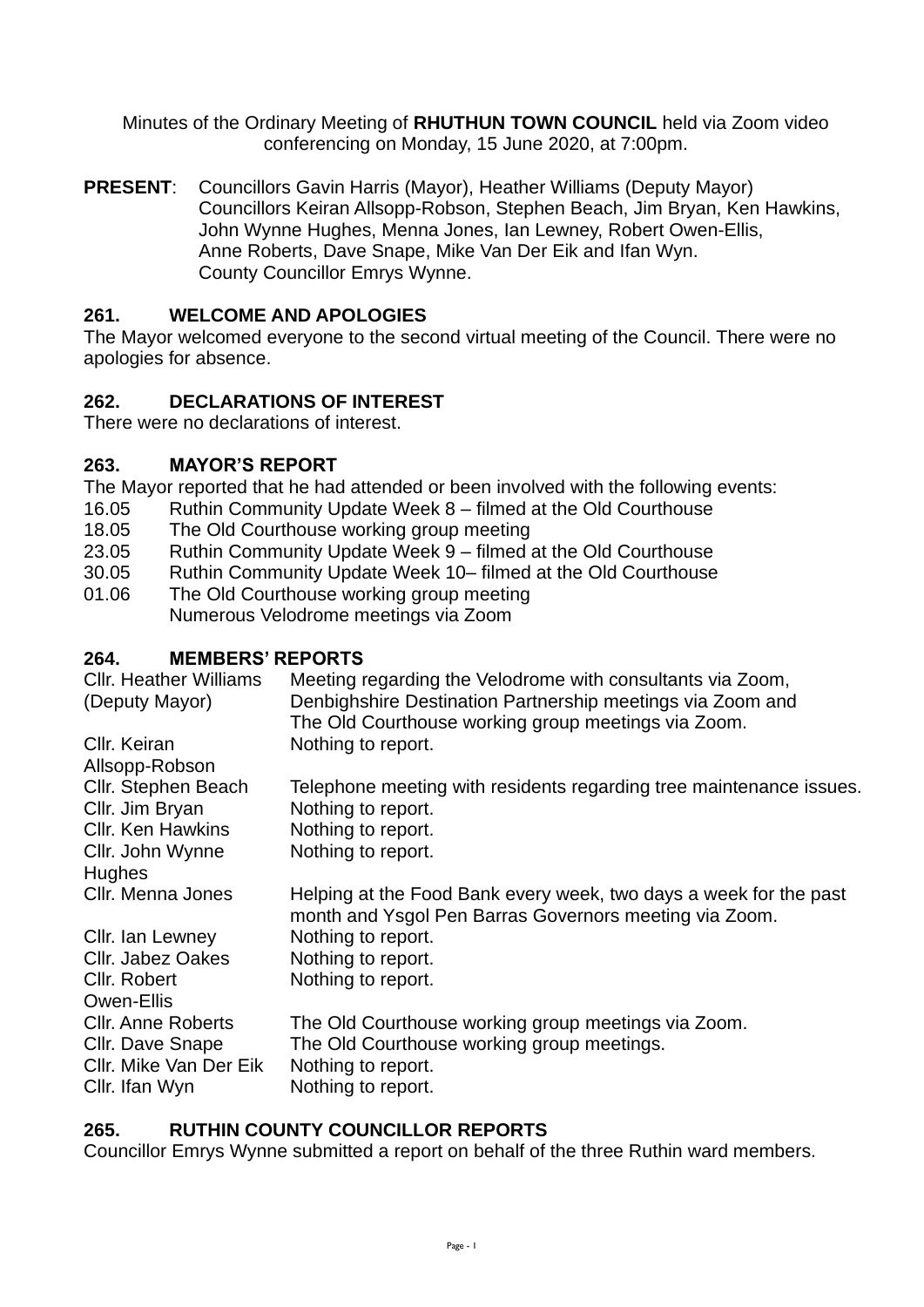Minutes of the Ordinary Meeting of **RHUTHUN TOWN COUNCIL** held via Zoom video conferencing on Monday, 15 June 2020, at 7:00pm.

**PRESENT**: Councillors Gavin Harris (Mayor), Heather Williams (Deputy Mayor) Councillors Keiran Allsopp-Robson, Stephen Beach, Jim Bryan, Ken Hawkins, John Wynne Hughes, Menna Jones, Ian Lewney, Robert Owen-Ellis, Anne Roberts, Dave Snape, Mike Van Der Eik and Ifan Wyn. County Councillor Emrys Wynne.

## 261. WELCOME AND APOLOGIES

The Mayor welcomed everyone to the second virtual meeting of the Council. There were no apologies for absence.

## 262. DECLARATIONS OF INTEREST

There were no declarations of interest.

## 263. MAYOR'S REPORT

The Mayor reported that he had attended or been involved with the following events:

| | |
|---|---|
| 16.05 | Ruthin Community Update Week 8 – filmed at the Old Courthouse |
| 18.05 | The Old Courthouse working group meeting |
| 23.05 | Ruthin Community Update Week 9 – filmed at the Old Courthouse |
| 30.05 | Ruthin Community Update Week 10– filmed at the Old Courthouse |
| 01.06 | The Old Courthouse working group meeting<br>Numerous Velodrome meetings via Zoom |

## 264. MEMBERS' REPORTS

| | |
|---|---|
| Cllr. Heather Williams (Deputy Mayor) | Meeting regarding the Velodrome with consultants via Zoom, Denbighshire Destination Partnership meetings via Zoom and The Old Courthouse working group meetings via Zoom. |
| Cllr. Keiran Allsopp-Robson | Nothing to report. |
| Cllr. Stephen Beach | Telephone meeting with residents regarding tree maintenance issues. |
| Cllr. Jim Bryan | Nothing to report. |
| Cllr. Ken Hawkins | Nothing to report. |
| Cllr. John Wynne Hughes | Nothing to report. |
| Cllr. Menna Jones | Helping at the Food Bank every week, two days a week for the past month and Ysgol Pen Barras Governors meeting via Zoom. |
| Cllr. Ian Lewney | Nothing to report. |
| Cllr. Jabez Oakes | Nothing to report. |
| Cllr. Robert Owen-Ellis | Nothing to report. |
| Cllr. Anne Roberts | The Old Courthouse working group meetings via Zoom. |
| Cllr. Dave Snape | The Old Courthouse working group meetings. |
| Cllr. Mike Van Der Eik | Nothing to report. |
| Cllr. Ifan Wyn | Nothing to report. |

## 265. RUTHIN COUNTY COUNCILLOR REPORTS

Councillor Emrys Wynne submitted a report on behalf of the three Ruthin ward members.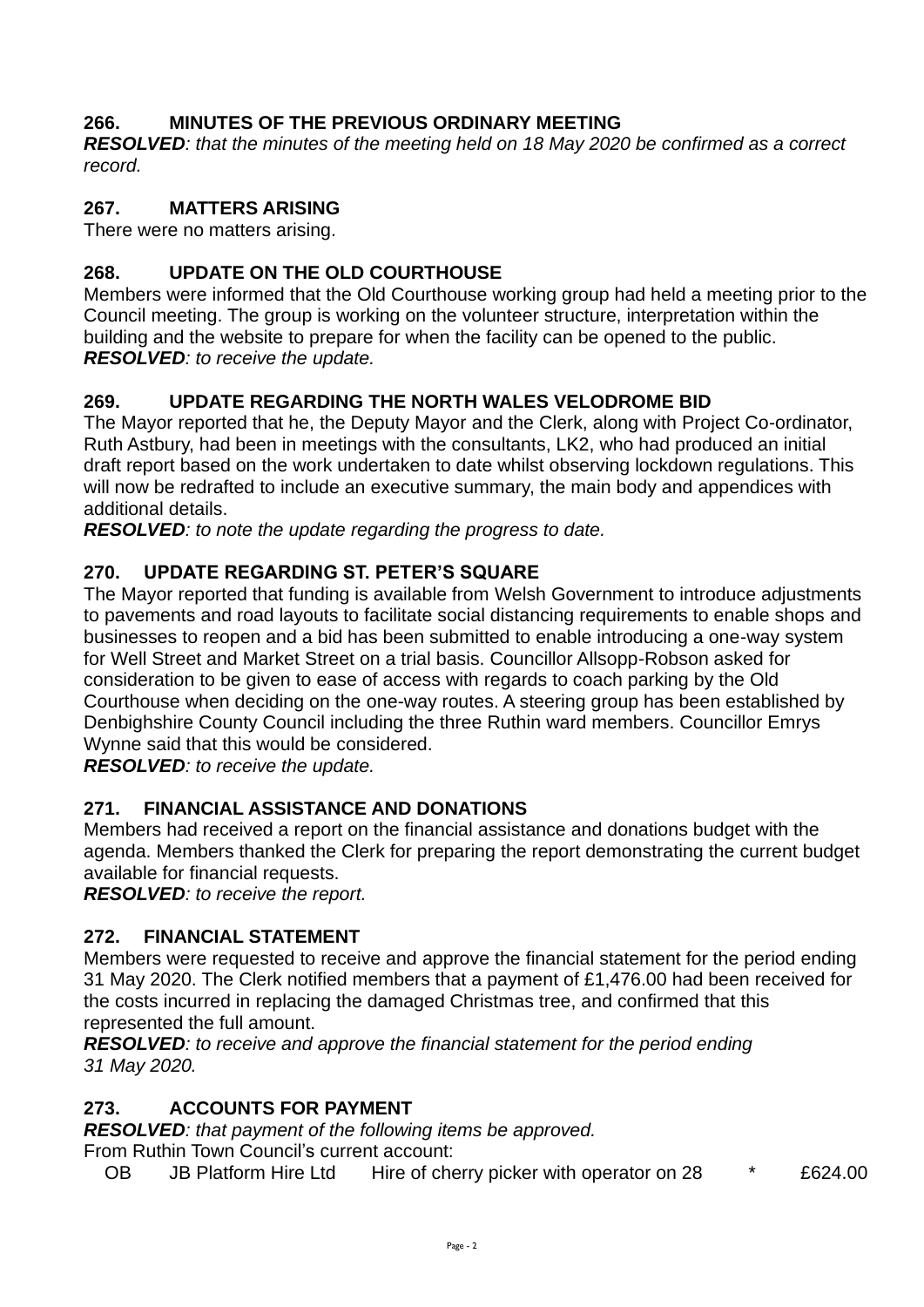## 266. MINUTES OF THE PREVIOUS ORDINARY MEETING

***RESOLVED**: that the minutes of the meeting held on 18 May 2020 be confirmed as a correct record.*

## 267. MATTERS ARISING

There were no matters arising.

## 268. UPDATE ON THE OLD COURTHOUSE

Members were informed that the Old Courthouse working group had held a meeting prior to the Council meeting. The group is working on the volunteer structure, interpretation within the building and the website to prepare for when the facility can be opened to the public.

***RESOLVED**: to receive the update.*

## 269. UPDATE REGARDING THE NORTH WALES VELODROME BID

The Mayor reported that he, the Deputy Mayor and the Clerk, along with Project Co-ordinator, Ruth Astbury, had been in meetings with the consultants, LK2, who had produced an initial draft report based on the work undertaken to date whilst observing lockdown regulations. This will now be redrafted to include an executive summary, the main body and appendices with additional details.

***RESOLVED**: to note the update regarding the progress to date.*

## 270. UPDATE REGARDING ST. PETER'S SQUARE

The Mayor reported that funding is available from Welsh Government to introduce adjustments to pavements and road layouts to facilitate social distancing requirements to enable shops and businesses to reopen and a bid has been submitted to enable introducing a one-way system for Well Street and Market Street on a trial basis. Councillor Allsopp-Robson asked for consideration to be given to ease of access with regards to coach parking by the Old Courthouse when deciding on the one-way routes. A steering group has been established by Denbighshire County Council including the three Ruthin ward members. Councillor Emrys Wynne said that this would be considered.

***RESOLVED**: to receive the update.*

## 271. FINANCIAL ASSISTANCE AND DONATIONS

Members had received a report on the financial assistance and donations budget with the agenda. Members thanked the Clerk for preparing the report demonstrating the current budget available for financial requests.

***RESOLVED**: to receive the report.*

## 272. FINANCIAL STATEMENT

Members were requested to receive and approve the financial statement for the period ending 31 May 2020. The Clerk notified members that a payment of £1,476.00 had been received for the costs incurred in replacing the damaged Christmas tree, and confirmed that this represented the full amount.

***RESOLVED**: to receive and approve the financial statement for the period ending 31 May 2020.*

## 273. ACCOUNTS FOR PAYMENT

***RESOLVED**: that payment of the following items be approved.*

From Ruthin Town Council's current account:

| | | | | |
|---|---|---|---|---|
| OB | JB Platform Hire Ltd | Hire of cherry picker with operator on 28 | * | £624.00 |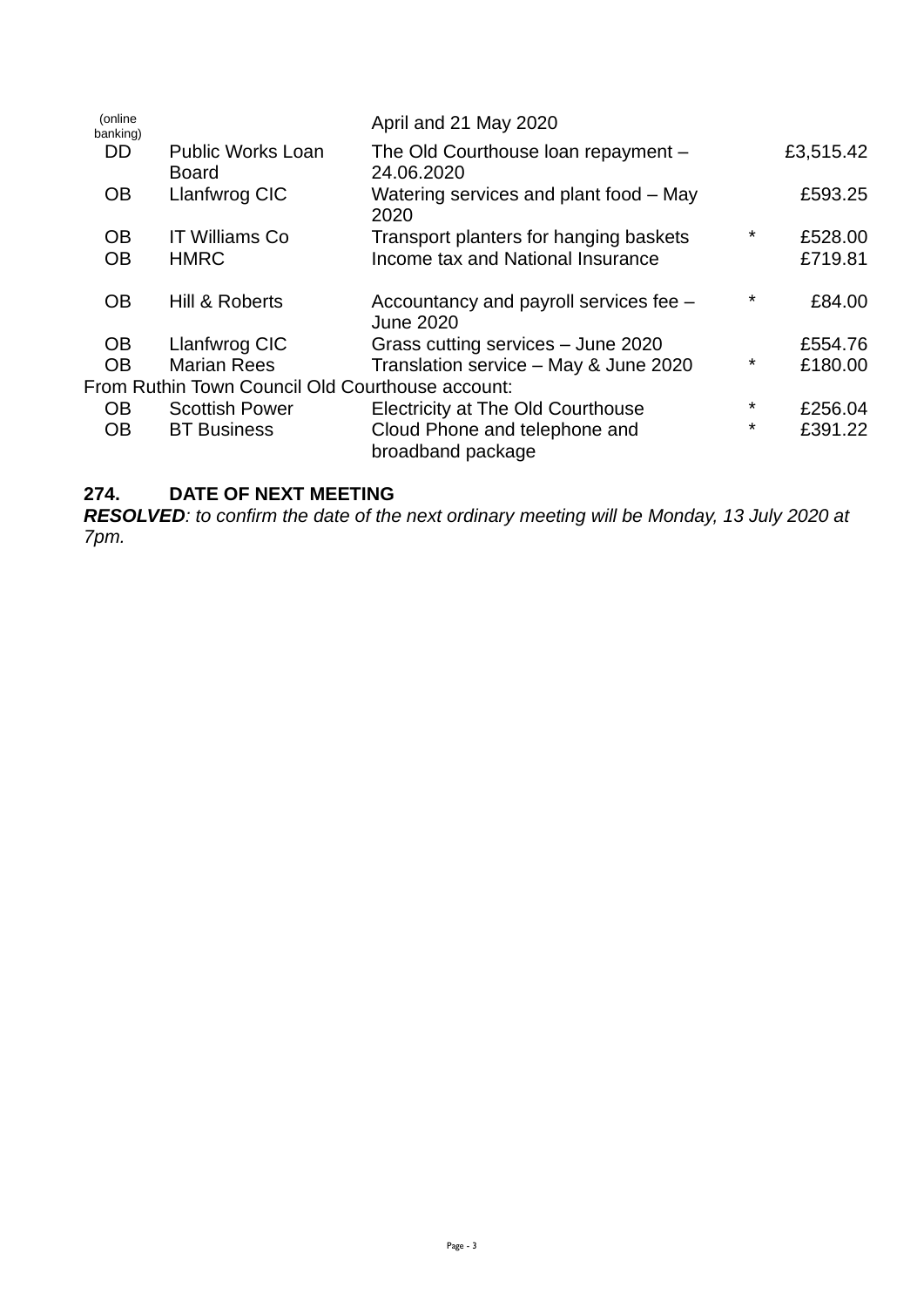| | | | | |
|---|---|---|---|---|
| (online banking) | | April and 21 May 2020 | | |
| DD | Public Works Loan Board | The Old Courthouse loan repayment – 24.06.2020 | | £3,515.42 |
| OB | Llanfwrog CIC | Watering services and plant food – May 2020 | | £593.25 |
| OB | IT Williams Co | Transport planters for hanging baskets | * | £528.00 |
| OB | HMRC | Income tax and National Insurance | | £719.81 |
| OB | Hill & Roberts | Accountancy and payroll services fee – June 2020 | * | £84.00 |
| OB | Llanfwrog CIC | Grass cutting services – June 2020 | | £554.76 |
| OB | Marian Rees | Translation service – May & June 2020 | * | £180.00 |
| From Ruthin Town Council Old Courthouse account: | | | | |
| OB | Scottish Power | Electricity at The Old Courthouse | * | £256.04 |
| OB | BT Business | Cloud Phone and telephone and broadband package | * | £391.22 |

**274. DATE OF NEXT MEETING**

***RESOLVED****: to confirm the date of the next ordinary meeting will be Monday, 13 July 2020 at 7pm.*